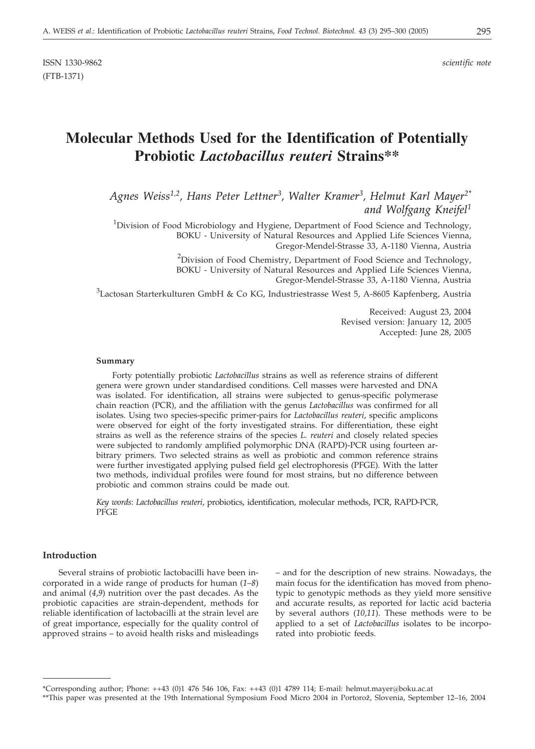ISSN 1330-9862 *scientific note*
(FTB-1371)

# Molecular Methods Used for the Identification of Potentially Probiotic *Lactobacillus reuteri* Strains**

*Agnes Weiss[1,2], Hans Peter Lettner[3], Walter Kramer[3], Helmut Karl Mayer[2]* and Wolfgang Kneifel[1]*

[1]Division of Food Microbiology and Hygiene, Department of Food Science and Technology, BOKU - University of Natural Resources and Applied Life Sciences Vienna, Gregor-Mendel-Strasse 33, A-1180 Vienna, Austria

[2]Division of Food Chemistry, Department of Food Science and Technology, BOKU - University of Natural Resources and Applied Life Sciences Vienna, Gregor-Mendel-Strasse 33, A-1180 Vienna, Austria

[3]Lactosan Starterkulturen GmbH & Co KG, Industriestrasse West 5, A-8605 Kapfenberg, Austria

Received: August 23, 2004
Revised version: January 12, 2005
Accepted: June 28, 2005

### Summary

Forty potentially probiotic *Lactobacillus* strains as well as reference strains of different genera were grown under standardised conditions. Cell masses were harvested and DNA was isolated. For identification, all strains were subjected to genus-specific polymerase chain reaction (PCR), and the affiliation with the genus *Lactobacillus* was confirmed for all isolates. Using two species-specific primer-pairs for *Lactobacillus reuteri*, specific amplicons were observed for eight of the forty investigated strains. For differentiation, these eight strains as well as the reference strains of the species *L. reuteri* and closely related species were subjected to randomly amplified polymorphic DNA (RAPD)-PCR using fourteen arbitrary primers. Two selected strains as well as probiotic and common reference strains were further investigated applying pulsed field gel electrophoresis (PFGE). With the latter two methods, individual profiles were found for most strains, but no difference between probiotic and common strains could be made out.

*Key words*: *Lactobacillus reuteri*, probiotics, identification, molecular methods, PCR, RAPD-PCR, PFGE

## Introduction

Several strains of probiotic lactobacilli have been incorporated in a wide range of products for human (*1–8*) and animal (*4*,*9*) nutrition over the past decades. As the probiotic capacities are strain-dependent, methods for reliable identification of lactobacilli at the strain level are of great importance, especially for the quality control of approved strains – to avoid health risks and misleadings – and for the description of new strains. Nowadays, the main focus for the identification has moved from phenotypic to genotypic methods as they yield more sensitive and accurate results, as reported for lactic acid bacteria by several authors (*10*,*11*). These methods were to be applied to a set of *Lactobacillus* isolates to be incorporated into probiotic feeds.

*Corresponding author; Phone: ++43 (0)1 476 546 106, Fax: ++43 (0)1 4789 114; E-mail: helmut.mayer@boku.ac.at

**This paper was presented at the 19th International Symposium Food Micro 2004 in Portorož, Slovenia, September 12–16, 2004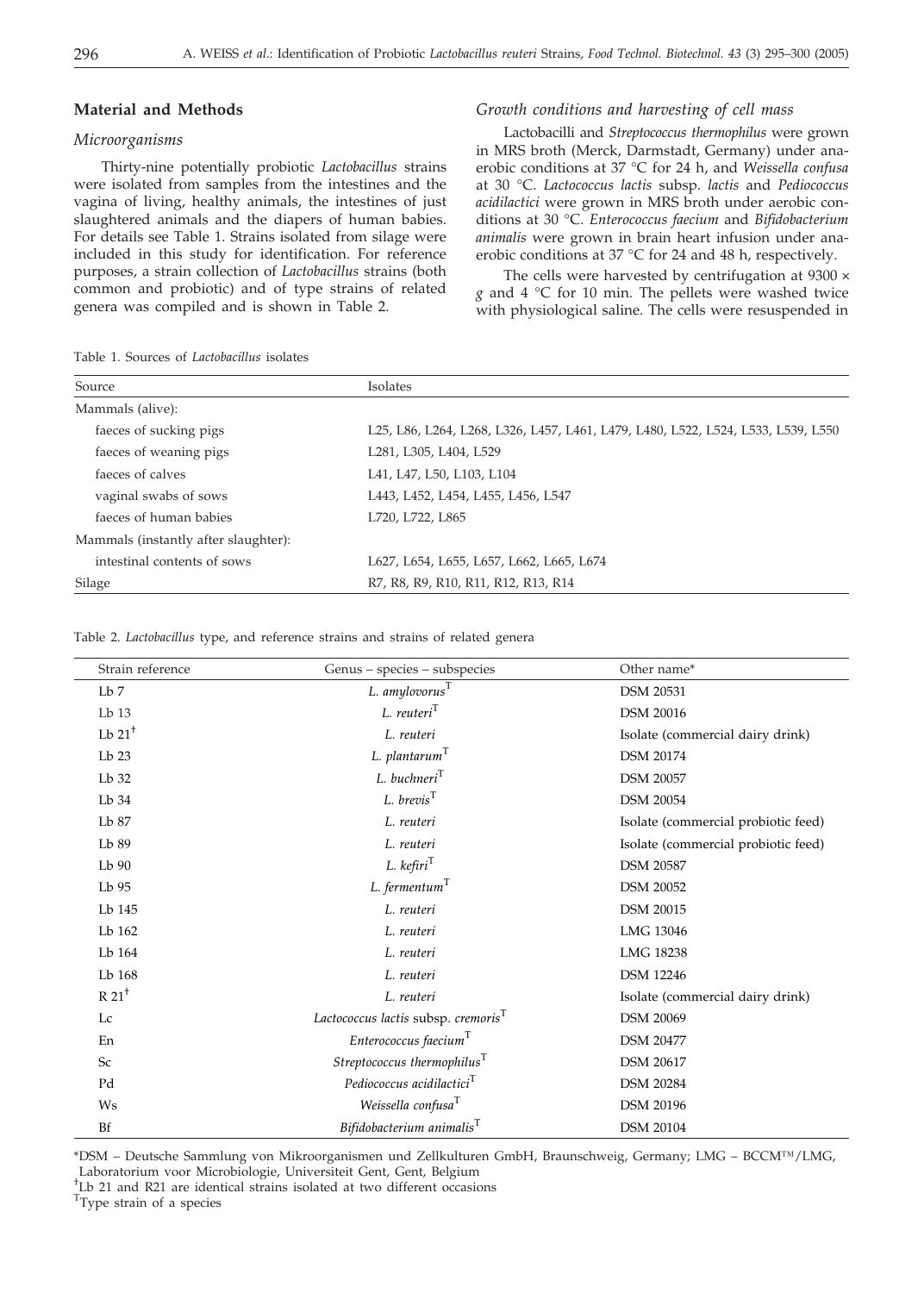## Material and Methods

### *Microorganisms*

Thirty-nine potentially probiotic *Lactobacillus* strains were isolated from samples from the intestines and the vagina of living, healthy animals, the intestines of just slaughtered animals and the diapers of human babies. For details see Table 1. Strains isolated from silage were included in this study for identification. For reference purposes, a strain collection of *Lactobacillus* strains (both common and probiotic) and of type strains of related genera was compiled and is shown in Table 2.

### *Growth conditions and harvesting of cell mass*

Lactobacilli and *Streptococcus thermophilus* were grown in MRS broth (Merck, Darmstadt, Germany) under anaerobic conditions at 37 °C for 24 h, and *Weissella confusa* at 30 °C. *Lactococcus lactis* subsp. *lactis* and *Pediococcus acidilactici* were grown in MRS broth under aerobic conditions at 30 °C. *Enterococcus faecium* and *Bifidobacterium animalis* were grown in brain heart infusion under anaerobic conditions at 37 °C for 24 and 48 h, respectively.

The cells were harvested by centrifugation at 9300 × *g* and 4 °C for 10 min. The pellets were washed twice with physiological saline. The cells were resuspended in

Table 1. Sources of *Lactobacillus* isolates

| Source | Isolates |
|---|---|
| Mammals (alive): | |
| faeces of sucking pigs | L25, L86, L264, L268, L326, L457, L461, L479, L480, L522, L524, L533, L539, L550 |
| faeces of weaning pigs | L281, L305, L404, L529 |
| faeces of calves | L41, L47, L50, L103, L104 |
| vaginal swabs of sows | L443, L452, L454, L455, L456, L547 |
| faeces of human babies | L720, L722, L865 |
| Mammals (instantly after slaughter): | |
| intestinal contents of sows | L627, L654, L655, L657, L662, L665, L674 |
| Silage | R7, R8, R9, R10, R11, R12, R13, R14 |

Table 2. *Lactobacillus* type, and reference strains and strains of related genera

| Strain reference | Genus – species – subspecies | Other name* |
|---|---|---|
| Lb 7 | *L. amylovorus*[T] | DSM 20531 |
| Lb 13 | *L. reuteri*[T] | DSM 20016 |
| Lb 21[‡] | *L. reuteri* | Isolate (commercial dairy drink) |
| Lb 23 | *L. plantarum*[T] | DSM 20174 |
| Lb 32 | *L. buchneri*[T] | DSM 20057 |
| Lb 34 | *L. brevis*[T] | DSM 20054 |
| Lb 87 | *L. reuteri* | Isolate (commercial probiotic feed) |
| Lb 89 | *L. reuteri* | Isolate (commercial probiotic feed) |
| Lb 90 | *L. kefiri*[T] | DSM 20587 |
| Lb 95 | *L. fermentum*[T] | DSM 20052 |
| Lb 145 | *L. reuteri* | DSM 20015 |
| Lb 162 | *L. reuteri* | LMG 13046 |
| Lb 164 | *L. reuteri* | LMG 18238 |
| Lb 168 | *L. reuteri* | DSM 12246 |
| R 21[‡] | *L. reuteri* | Isolate (commercial dairy drink) |
| Lc | *Lactococcus lactis* subsp. *cremoris*[T] | DSM 20069 |
| En | *Enterococcus faecium*[T] | DSM 20477 |
| Sc | *Streptococcus thermophilus*[T] | DSM 20617 |
| Pd | *Pediococcus acidilactici*[T] | DSM 20284 |
| Ws | *Weissella confusa*[T] | DSM 20196 |
| Bf | *Bifidobacterium animalis*[T] | DSM 20104 |

*DSM – Deutsche Sammlung von Mikroorganismen und Zellkulturen GmbH, Braunschweig, Germany; LMG – BCCM™/LMG, Laboratorium voor Microbiologie, Universiteit Gent, Gent, Belgium

[‡]Lb 21 and R21 are identical strains isolated at two different occasions

[T]Type strain of a species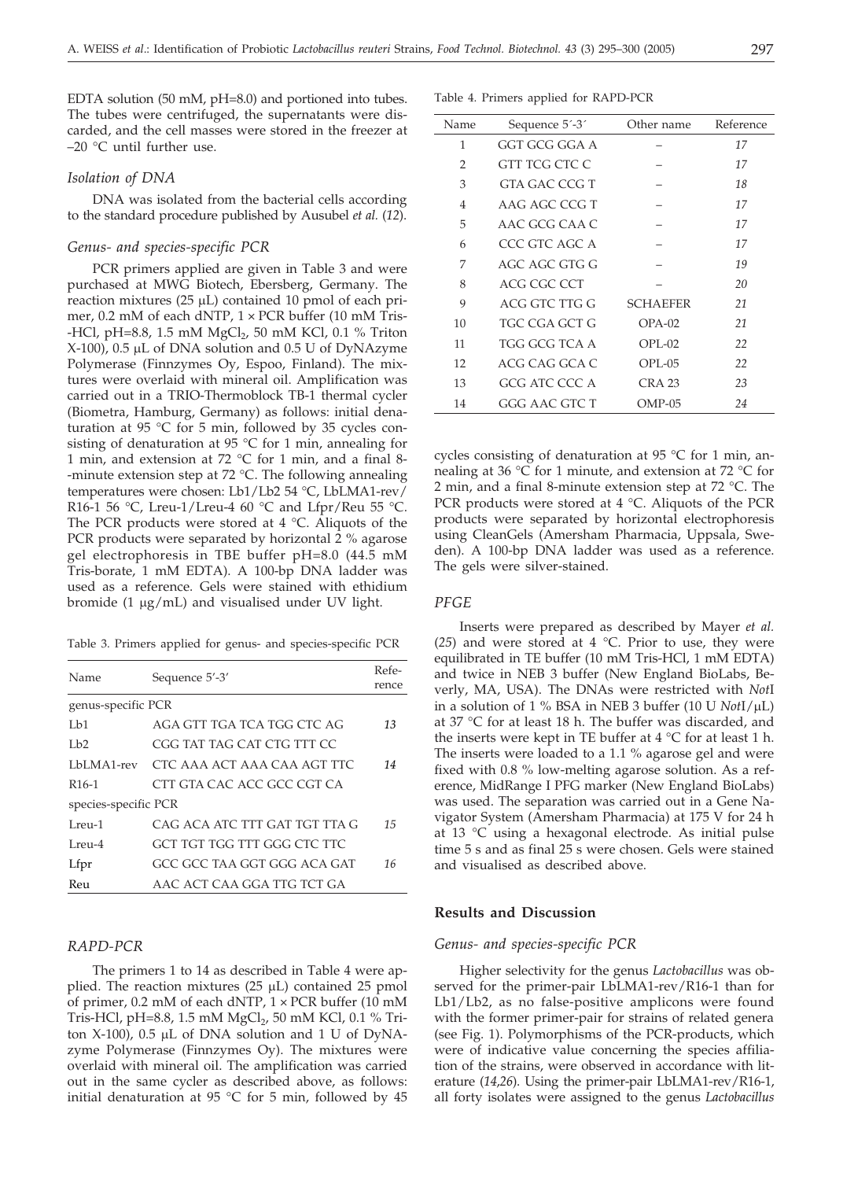EDTA solution (50 mM, pH=8.0) and portioned into tubes. The tubes were centrifuged, the supernatants were discarded, and the cell masses were stored in the freezer at –20 °C until further use.

### *Isolation of DNA*

DNA was isolated from the bacterial cells according to the standard procedure published by Ausubel *et al.* (*12*).

### *Genus- and species-specific PCR*

PCR primers applied are given in Table 3 and were purchased at MWG Biotech, Ebersberg, Germany. The reaction mixtures (25 μL) contained 10 pmol of each primer, 0.2 mM of each dNTP, 1 × PCR buffer (10 mM Tris-HCl, pH=8.8, 1.5 mM $MgCl_2$, 50 mM KCl, 0.1 % Triton X-100), 0.5 μL of DNA solution and 0.5 U of DyNAzyme Polymerase (Finnzymes Oy, Espoo, Finland). The mixtures were overlaid with mineral oil. Amplification was carried out in a TRIO-Thermoblock TB-1 thermal cycler (Biometra, Hamburg, Germany) as follows: initial denaturation at 95 °C for 5 min, followed by 35 cycles consisting of denaturation at 95 °C for 1 min, annealing for 1 min, and extension at 72 °C for 1 min, and a final 8-minute extension step at 72 °C. The following annealing temperatures were chosen: Lb1/Lb2 54 °C, LbLMA1-rev/R16-1 56 °C, Lreu-1/Lreu-4 60 °C and Lfpr/Reu 55 °C. The PCR products were stored at 4 °C. Aliquots of the PCR products were separated by horizontal 2 % agarose gel electrophoresis in TBE buffer pH=8.0 (44.5 mM Tris-borate, 1 mM EDTA). A 100-bp DNA ladder was used as a reference. Gels were stained with ethidium bromide (1 μg/mL) and visualised under UV light.

Table 3. Primers applied for genus- and species-specific PCR

| Name | Sequence 5'-3' | Reference |
|---|---|---|
| genus-specific PCR | | |
| Lb1 | AGA GTT TGA TCA TGG CTC AG | *13* |
| Lb2 | CGG TAT TAG CAT CTG TTT CC | |
| LbLMA1-rev | CTC AAA ACT AAA CAA AGT TTC | *14* |
| R16-1 | CTT GTA CAC ACC GCC CGT CA | |
| species-specific PCR | | |
| Lreu-1 | CAG ACA ATC TTT GAT TGT TTA G | *15* |
| Lreu-4 | GCT TGT TGG TTT GGG CTC TTC | |
| Lfpr | GCC GCC TAA GGT GGG ACA GAT | *16* |
| Reu | AAC ACT CAA GGA TTG TCT GA | |

### *RAPD-PCR*

The primers 1 to 14 as described in Table 4 were applied. The reaction mixtures (25 μL) contained 25 pmol of primer, 0.2 mM of each dNTP, 1 × PCR buffer (10 mM Tris-HCl, pH=8.8, 1.5 mM $MgCl_2$, 50 mM KCl, 0.1 % Triton X-100), 0.5 μL of DNA solution and 1 U of DyNAzyme Polymerase (Finnzymes Oy). The mixtures were overlaid with mineral oil. The amplification was carried out in the same cycler as described above, as follows: initial denaturation at 95 °C for 5 min, followed by 45 cycles consisting of denaturation at 95 °C for 1 min, annealing at 36 °C for 1 minute, and extension at 72 °C for 2 min, and a final 8-minute extension step at 72 °C. The PCR products were stored at 4 °C. Aliquots of the PCR products were separated by horizontal electrophoresis using CleanGels (Amersham Pharmacia, Uppsala, Sweden). A 100-bp DNA ladder was used as a reference. The gels were silver-stained.

Table 4. Primers applied for RAPD-PCR

| Name | Sequence 5'-3' | Other name | Reference |
|---|---|---|---|
| 1 | GGT GCG GGA A | – | *17* |
| 2 | GTT TCG CTC C | – | *17* |
| 3 | GTA GAC CCG T | – | *18* |
| 4 | AAG AGC CCG T | – | *17* |
| 5 | AAC GCG CAA C | – | *17* |
| 6 | CCC GTC AGC A | – | *17* |
| 7 | AGC AGC GTG G | – | *19* |
| 8 | ACG CGC CCT | – | *20* |
| 9 | ACG GTC TTG G | SCHAEFER | *21* |
| 10 | TGC CGA GCT G | OPA-02 | *21* |
| 11 | TGG GCG TCA A | OPL-02 | *22* |
| 12 | ACG CAG GCA C | OPL-05 | *22* |
| 13 | GCG ATC CCC A | CRA 23 | *23* |
| 14 | GGG AAC GTC T | OMP-05 | *24* |

### *PFGE*

Inserts were prepared as described by Mayer *et al.* (*25*) and were stored at 4 °C. Prior to use, they were equilibrated in TE buffer (10 mM Tris-HCl, 1 mM EDTA) and twice in NEB 3 buffer (New England BioLabs, Beverly, MA, USA). The DNAs were restricted with *Not*I in a solution of 1 % BSA in NEB 3 buffer (10 U *Not*I/μL) at 37 °C for at least 18 h. The buffer was discarded, and the inserts were kept in TE buffer at 4 °C for at least 1 h. The inserts were loaded to a 1.1 % agarose gel and were fixed with 0.8 % low-melting agarose solution. As a reference, MidRange I PFG marker (New England BioLabs) was used. The separation was carried out in a Gene Navigator System (Amersham Pharmacia) at 175 V for 24 h at 13 °C using a hexagonal electrode. As initial pulse time 5 s and as final 25 s were chosen. Gels were stained and visualised as described above.

## Results and Discussion

### *Genus- and species-specific PCR*

Higher selectivity for the genus *Lactobacillus* was observed for the primer-pair LbLMA1-rev/R16-1 than for Lb1/Lb2, as no false-positive amplicons were found with the former primer-pair for strains of related genera (see Fig. 1). Polymorphisms of the PCR-products, which were of indicative value concerning the species affiliation of the strains, were observed in accordance with literature (*14,26*). Using the primer-pair LbLMA1-rev/R16-1, all forty isolates were assigned to the genus *Lactobacillus*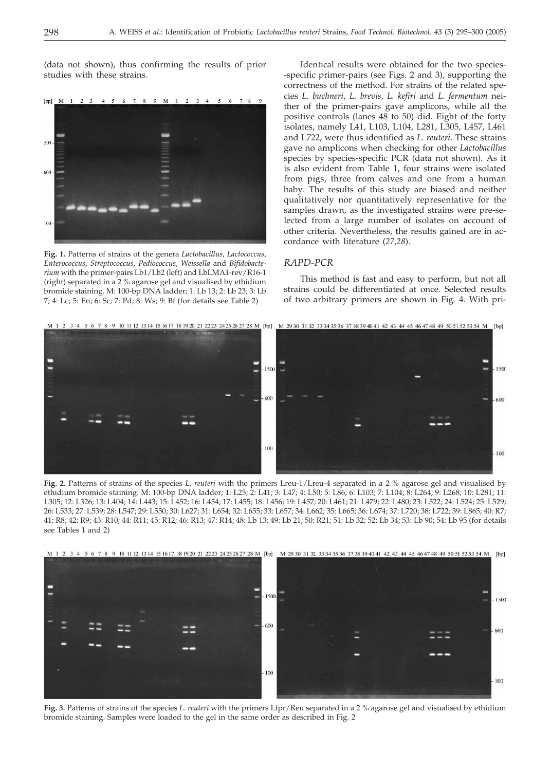(data not shown), thus confirming the results of prior studies with these strains.

**Fig. 1.** Patterns of strains of the genera *Lactobacillus*, *Lactococcus*, *Enterococcus*, *Streptococcus*, *Pediococcus*, *Weissella* and *Bifidobacterium* with the primer-pairs Lb1/Lb2 (left) and LbLMA1-rev/R16-1 (right) separated in a 2 % agarose gel and visualised by ethidium bromide staining. M: 100-bp DNA ladder; 1: Lb 13; 2: Lb 23; 3: Lb 7; 4: Lc; 5: En; 6: Sc; 7: Pd; 8: Ws; 9: Bf (for details see Table 2)

Identical results were obtained for the two species-specific primer-pairs (see Figs. 2 and 3), supporting the correctness of the method. For strains of the related species *L. buchneri*, *L. brevis*, *L. kefiri* and *L. fermentum* neither of the primer-pairs gave amplicons, while all the positive controls (lanes 48 to 50) did. Eight of the forty isolates, namely L41, L103, L104, L281, L305, L457, L461 and L722, were thus identified as *L. reuteri*. These strains gave no amplicons when checking for other *Lactobacillus* species by species-specific PCR (data not shown). As it is also evident from Table 1, four strains were isolated from pigs, three from calves and one from a human baby. The results of this study are biased and neither qualitatively nor quantitatively representative for the samples drawn, as the investigated strains were pre-selected from a large number of isolates on account of other criteria. Nevertheless, the results gained are in accordance with literature (*27,28*).

### RAPD-PCR

This method is fast and easy to perform, but not all strains could be differentiated at once. Selected results of two arbitrary primers are shown in Fig. 4. With pri-

**Fig. 2.** Patterns of strains of the species *L. reuteri* with the primers Lreu-1/Lreu-4 separated in a 2 % agarose gel and visualised by ethidium bromide staining. M: 100-bp DNA ladder; 1: L25; 2: L41; 3: L47; 4: L50; 5: L86; 6: L103; 7: L104; 8: L264; 9: L268; 10: L281; 11: L305; 12: L326; 13: L404; 14: L443; 15: L452; 16: L454; 17: L455; 18: L456; 19: L457; 20: L461; 21: L479; 22: L480; 23: L522; 24: L524; 25: L529; 26: L533; 27: L539; 28: L547; 29: L550; 30: L627; 31: L654; 32: L655; 33: L657; 34: L662; 35: L665; 36: L674; 37: L720; 38: L722; 39: L865; 40: R7; 41: R8; 42: R9; 43: R10; 44: R11; 45: R12; 46: R13; 47: R14; 48: Lb 13; 49: Lb 21; 50: R21; 51: Lb 32; 52: Lb 34; 53: Lb 90; 54: Lb 95 (for details see Tables 1 and 2)

**Fig. 3.** Patterns of strains of the species *L. reuteri* with the primers Lfpr/Reu separated in a 2 % agarose gel and visualised by ethidium bromide staining. Samples were loaded to the gel in the same order as described in Fig. 2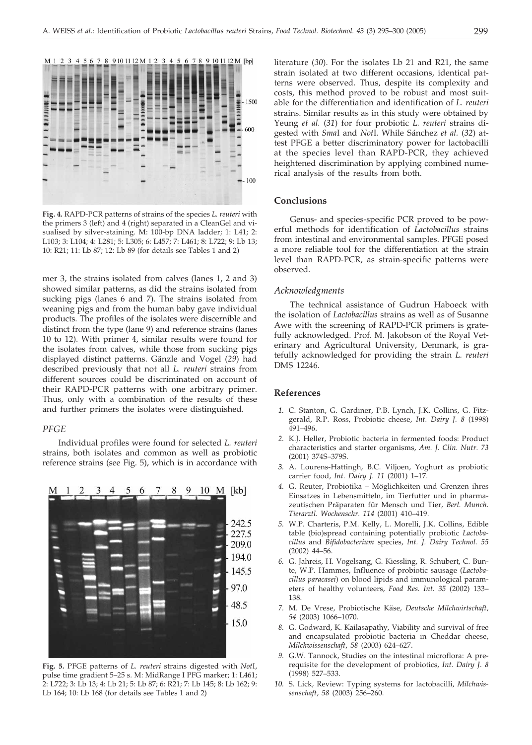**Fig. 4.** RAPD-PCR patterns of strains of the species *L. reuteri* with the primers 3 (left) and 4 (right) separated in a CleanGel and visualised by silver-staining. M: 100-bp DNA ladder; 1: L41; 2: L103; 3: L104; 4: L281; 5: L305; 6: L457; 7: L461; 8: L722; 9: Lb 13; 10: R21; 11: Lb 87; 12: Lb 89 (for details see Tables 1 and 2)

mer 3, the strains isolated from calves (lanes 1, 2 and 3) showed similar patterns, as did the strains isolated from sucking pigs (lanes 6 and 7). The strains isolated from weaning pigs and from the human baby gave individual products. The profiles of the isolates were discernible and distinct from the type (lane 9) and reference strains (lanes 10 to 12). With primer 4, similar results were found for the isolates from calves, while those from sucking pigs displayed distinct patterns. Gänzle and Vogel (*29*) had described previously that not all *L. reuteri* strains from different sources could be discriminated on account of their RAPD-PCR patterns with one arbitrary primer. Thus, only with a combination of the results of these and further primers the isolates were distinguished.

### *PFGE*

Individual profiles were found for selected *L. reuteri* strains, both isolates and common as well as probiotic reference strains (see Fig. 5), which is in accordance with literature (*30*). For the isolates Lb 21 and R21, the same strain isolated at two different occasions, identical patterns were observed. Thus, despite its complexity and costs, this method proved to be robust and most suitable for the differentiation and identification of *L. reuteri* strains. Similar results as in this study were obtained by Yeung *et al.* (*31*) for four probiotic *L. reuteri* strains digested with *Sma*I and *Not*I. While Sánchez *et al.* (*32*) attest PFGE a better discriminatory power for lactobacilli at the species level than RAPD-PCR, they achieved heightened discrimination by applying combined numerical analysis of the results from both.

**Fig. 5.** PFGE patterns of *L. reuteri* strains digested with *Not*I, pulse time gradient 5–25 s. M: MidRange I PFG marker; 1: L461; 2: L722; 3: Lb 13; 4: Lb 21; 5: Lb 87; 6: R21; 7: Lb 145; 8: Lb 162; 9: Lb 164; 10: Lb 168 (for details see Tables 1 and 2)

## Conclusions

Genus- and species-specific PCR proved to be powerful methods for identification of *Lactobacillus* strains from intestinal and environmental samples. PFGE posed a more reliable tool for the differentiation at the strain level than RAPD-PCR, as strain-specific patterns were observed.

### *Acknowledgments*

The technical assistance of Gudrun Haboeck with the isolation of *Lactobacillus* strains as well as of Susanne Awe with the screening of RAPD-PCR primers is gratefully acknowledged. Prof. M. Jakobson of the Royal Veterinary and Agricultural University, Denmark, is gratefully acknowledged for providing the strain *L. reuteri* DMS 12246.

## References

1. C. Stanton, G. Gardiner, P.B. Lynch, J.K. Collins, G. Fitzgerald, R.P. Ross, Probiotic cheese, *Int. Dairy J. 8* (1998) 491–496.
2. K.J. Heller, Probiotic bacteria in fermented foods: Product characteristics and starter organisms, *Am. J. Clin. Nutr. 73* (2001) 374S–379S.
3. A. Lourens-Hattingh, B.C. Viljoen, Yoghurt as probiotic carrier food, *Int. Dairy J. 11* (2001) 1–17.
4. G. Reuter, Probiotika – Möglichkeiten und Grenzen ihres Einsatzes in Lebensmitteln, im Tierfutter und in pharmazeutischen Präparaten für Mensch und Tier, *Berl. Munch. Tierarztl. Wochenschr. 114* (2001) 410–419.
5. W.P. Charteris, P.M. Kelly, L. Morelli, J.K. Collins, Edible table (bio)spread containing potentially probiotic *Lactobacillus* and *Bifidobacterium* species, *Int. J. Dairy Technol. 55* (2002) 44–56.
6. G. Jahreis, H. Vogelsang, G. Kiessling, R. Schubert, C. Bunte, W.P. Hammes, Influence of probiotic sausage (*Lactobacillus paracasei*) on blood lipids and immunological parameters of healthy volunteers, *Food Res. Int. 35* (2002) 133–138.
7. M. De Vrese, Probiotische Käse, *Deutsche Milchwirtschaft*, *54* (2003) 1066–1070.
8. G. Godward, K. Kailasapathy, Viability and survival of free and encapsulated probiotic bacteria in Cheddar cheese, *Milchwissenschaft*, *58* (2003) 624–627.
9. G.W. Tannock, Studies on the intestinal microflora: A prerequisite for the development of probiotics, *Int. Dairy J. 8* (1998) 527–533.
10. S. Lick, Review: Typing systems for lactobacilli, *Milchwissenschaft*, *58* (2003) 256–260.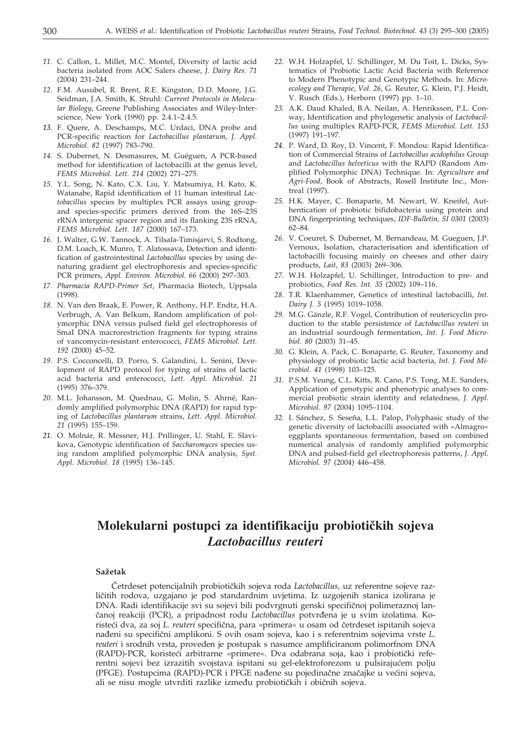11. C. Callon, L. Millet, M.C. Montel, Diversity of lactic acid bacteria isolated from AOC Salers cheese, *J. Dairy Res. 71* (2004) 231–244.
12. F.M. Ausubel, R. Brent, R.E. Kingston, D.D. Moore, J.G. Seidman, J.A. Smith, K. Struhl: *Current Protocols in Molecular Biology*, Greene Publishing Associates and Wiley-Interscience, New York (1990) pp. 2.4.1–2.4.5.
13. F. Quere, A. Deschamps, M.C. Urdaci, DNA probe and PCR-specific reaction for *Lactobacillus plantarum*, *J. Appl. Microbiol. 82* (1997) 783–790.
14. S. Dubernet, N. Desmasures, M. Guéguen, A PCR-based method for identification of lactobacilli at the genus level, *FEMS Microbiol. Lett. 214* (2002) 271–275.
15. Y.L. Song, N. Kato, C.X. Liu, Y. Matsumiya, H. Kato, K. Watanabe, Rapid identification of 11 human intestinal *Lactobacillus* species by multiplex PCR assays using group- and species-specific primers derived from the 16S–23S rRNA intergenic spacer region and its flanking 23S rRNA, *FEMS Microbiol. Lett. 187* (2000) 167–173.
16. J. Walter, G.W. Tannock, A. Tilsala-Timisjarvi, S. Rodtong, D.M. Loach, K. Munro, T. Alatossava, Detection and identification of gastrointestinal *Lactobacillus* species by using denaturing gradient gel electrophoresis and species-specific PCR primers, *Appl. Environ. Microbiol. 66* (2000) 297–303.
17. *Pharmacia RAPD-Primer Set*, Pharmacia Biotech, Uppsala (1998).
18. N. Van den Braak, E. Power, R. Anthony, H.P. Endtz, H.A. Verbrugh, A. Van Belkum, Random amplification of polymorphic DNA versus pulsed field gel electrophoresis of SmaI DNA macrorestriction fragments for typing strains of vancomycin-resistant enterococci, *FEMS Microbiol. Lett. 192* (2000) 45–52.
19. P.S. Cocconcelli, D. Porro, S. Galandini, L. Senini, Development of RAPD protocol for typing of strains of lactic acid bacteria and enterococci, *Lett. Appl. Microbiol. 21* (1995) 376–379.
20. M.L. Johansson, M. Quednau, G. Molin, S. Ahrné, Randomly amplified polymorphic DNA (RAPD) for rapid typing of *Lactobacillus plantarum* strains, *Lett. Appl. Microbiol. 21* (1995) 155–159.
21. O. Molnár, R. Messner, H.J. Prillinger, U. Stahl, E. Slavikova, Genotypic identification of *Saccharomyces* species using random amplified polymorphic DNA analysis, *Syst. Appl. Microbiol. 18* (1995) 136–145.
22. W.H. Holzapfel, U. Schillinger, M. Du Toit, L. Dicks, Systematics of Probiotic Lactic Acid Bacteria with Reference to Modern Phenotypic and Genotypic Methods. In: *Microecology and Therapie*, *Vol. 26*, G. Reuter, G. Klein, P.J. Heidt, V. Rusch (Eds.), Herborn (1997) pp. 1–10.
23. A.K. Daud Khaled, B.A. Neilan, A. Henriksson, P.L. Conway, Identification and phylogenetic analysis of *Lactobacillus* using multiplex RAPD-PCR, *FEMS Microbiol. Lett. 153* (1997) 191–197.
24. P. Ward, D. Roy, D. Vincent, F. Mondou: Rapid Identification of Commercial Strains of *Lactobacillus acidophilus* Group and *Lactobacillus helveticus* with the RAPD (Random Amplified Polymorphic DNA) Technique. In: *Agriculture and Agri-Food*, Book of Abstracts, Rosell Institute Inc., Montreal (1997).
25. H.K. Mayer, C. Bonaparte, M. Newart, W. Kneifel, Authentication of probiotic bifidobacteria using protein and DNA fingerprinting techniques, *IDF-Bulletin, SI 0301* (2003) 62–84.
26. V. Coeuret, S. Dubernet, M. Bernandeau, M. Gueguen, J.P. Vernoux, Isolation, characterisation and identification of lactobacilli focusing mainly on cheeses and other dairy products, *Lait, 83* (2003) 269–306.
27. W.H. Holzapfel, U. Schillinger, Introduction to pre- and probiotics, *Food Res. Int. 35* (2002) 109–116.
28. T.R. Klaenhammer, Genetics of intestinal lactobacilli, *Int. Dairy J. 5* (1995) 1019–1058.
29. M.G. Gänzle, R.F. Vogel, Contribution of reutericyclin production to the stable persistence of *Lactobacillus reuteri* in an industrial sourdough fermentation, *Int. J. Food Microbiol. 80* (2003) 31–45.
30. G. Klein, A. Pack, C. Bonaparte, G. Reuter, Taxonomy and physiology of probiotic lactic acid bacteria, *Int. J. Food Microbiol. 41* (1998) 103–125.
31. P.S.M. Yeung, C.L. Kitts, R. Cano, P.S. Tong, M.E. Sanders, Application of genotypic and phenotypic analyses to commercial probiotic strain identity and relatedness, *J. Appl. Microbiol. 97* (2004) 1095–1104.
32. I. Sánchez, S. Seseña, L.L. Palop, Polyphasic study of the genetic diversity of lactobacilli associated with »Almagro« eggplants spontaneous fermentation, based on combined numerical analysis of randomly amplified polymorphic DNA and pulsed-field gel electrophoresis patterns, *J. Appl. Microbiol. 97* (2004) 446–458.

# Molekularni postupci za identifikaciju probiotičkih sojeva *Lactobacillus reuteri*

## Sažetak

Četrdeset potencijalnih probiotičkih sojeva roda *Lactobacillus*, uz referentne sojeve različitih rodova, uzgajano je pod standardnim uvjetima. Iz uzgojenih stanica izolirana je DNA. Radi identifikacije svi su sojevi bili podvrgnuti genski specifičnoj polimeraznoj lančanoj reakciji (PCR), a pripadnost rodu *Lactobacillus* potvrđena je u svim izolatima. Koristeći dva, za soj *L. reuteri* specifična, para »primera« u osam od četrdeset ispitanih sojeva nađeni su specifični amplikoni. S ovih osam sojeva, kao i s referentnim sojevima vrste *L. reuteri* i srodnih vrsta, proveden je postupak s nasumce amplificiranom polimorfnom DNA (RAPD)-PCR, koristeći arbitrarne »primere«. Dva odabrana soja, kao i probiotički referentni sojevi bez izrazitih svojstava ispitani su gel-elektroforezom u pulsirajućem polju (PFGE). Postupcima (RAPD)-PCR i PFGE nađene su pojedinačne značajke u većini sojeva, ali se nisu mogle utvrditi razlike između probiotičkih i običnih sojeva.